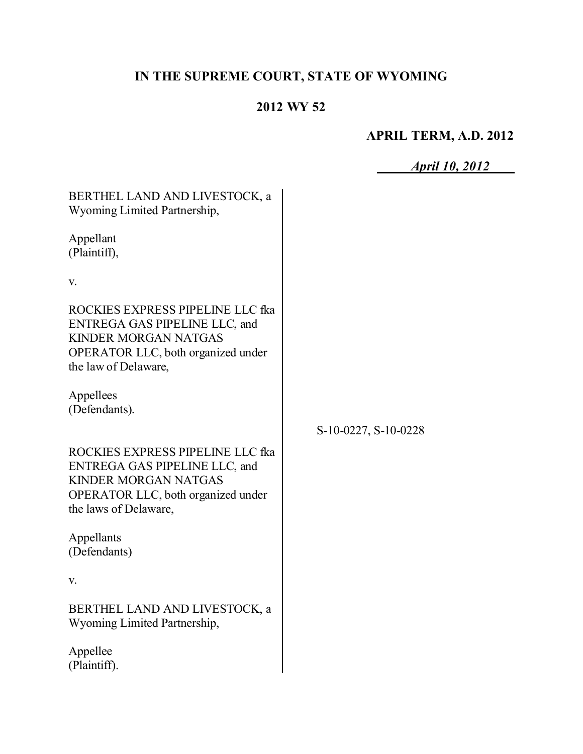# IN THE SUPREME COURT, STATE OF WYOMING

## 2012 WY 52

**APRIL TERM, A.D. 2012**

*April 10, 2012*

BERTHEL LAND AND LIVESTOCK, a Wyoming Limited Partnership,

Appellant
(Plaintiff),

v.

ROCKIES EXPRESS PIPELINE LLC fka ENTREGA GAS PIPELINE LLC, and KINDER MORGAN NATGAS OPERATOR LLC, both organized under the law of Delaware,

Appellees
(Defendants).

S-10-0227, S-10-0228

ROCKIES EXPRESS PIPELINE LLC fka ENTREGA GAS PIPELINE LLC, and KINDER MORGAN NATGAS OPERATOR LLC, both organized under the laws of Delaware,

Appellants
(Defendants)

v.

BERTHEL LAND AND LIVESTOCK, a Wyoming Limited Partnership,

Appellee
(Plaintiff).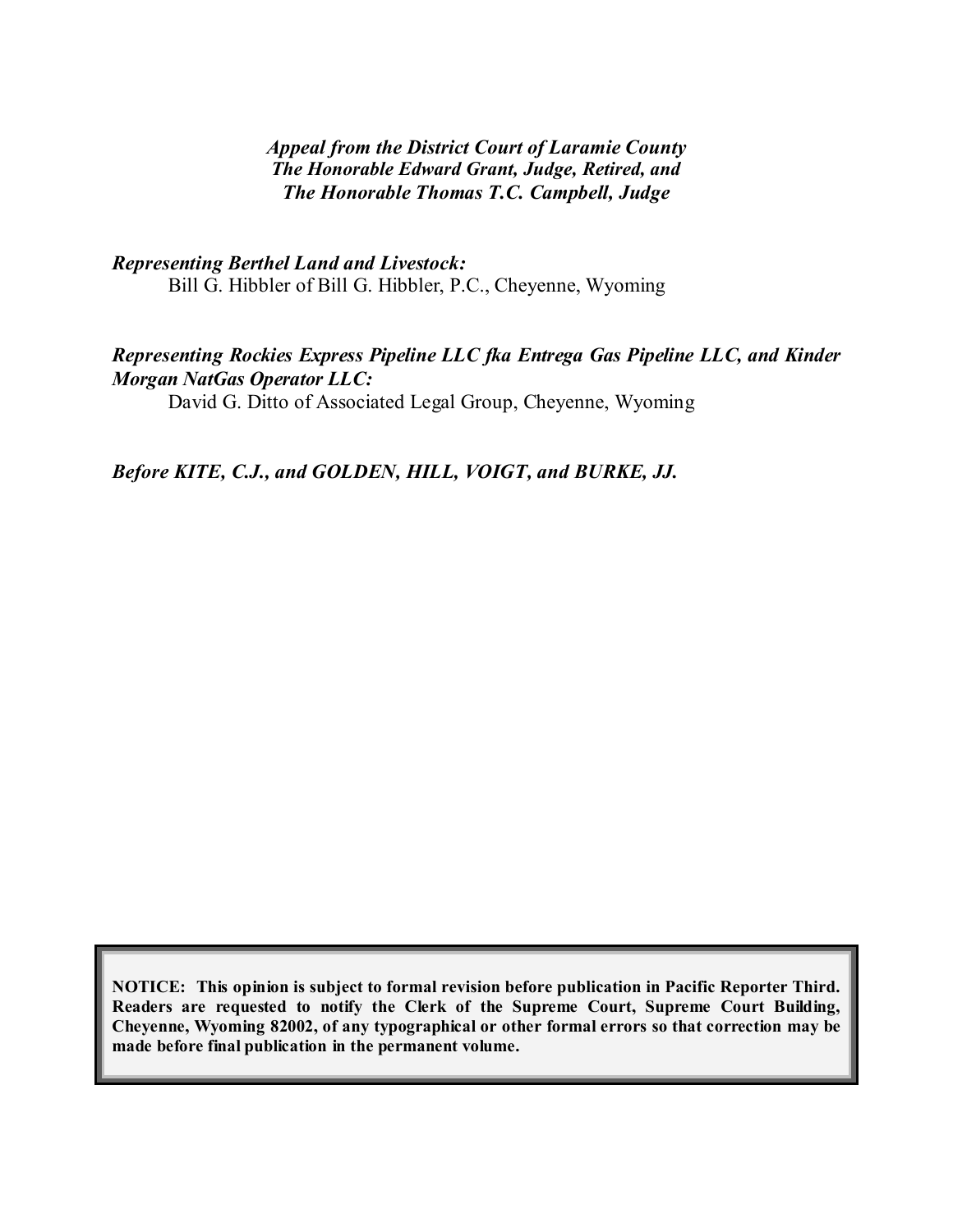*Appeal from the District Court of Laramie County*
*The Honorable Edward Grant, Judge, Retired, and*
*The Honorable Thomas T.C. Campbell, Judge*

***Representing Berthel Land and Livestock:***
Bill G. Hibbler of Bill G. Hibbler, P.C., Cheyenne, Wyoming

***Representing Rockies Express Pipeline LLC fka Entrega Gas Pipeline LLC, and Kinder Morgan NatGas Operator LLC:***
David G. Ditto of Associated Legal Group, Cheyenne, Wyoming

***Before KITE, C.J., and GOLDEN, HILL, VOIGT, and BURKE, JJ.***

**NOTICE: This opinion is subject to formal revision before publication in Pacific Reporter Third. Readers are requested to notify the Clerk of the Supreme Court, Supreme Court Building, Cheyenne, Wyoming 82002, of any typographical or other formal errors so that correction may be made before final publication in the permanent volume.**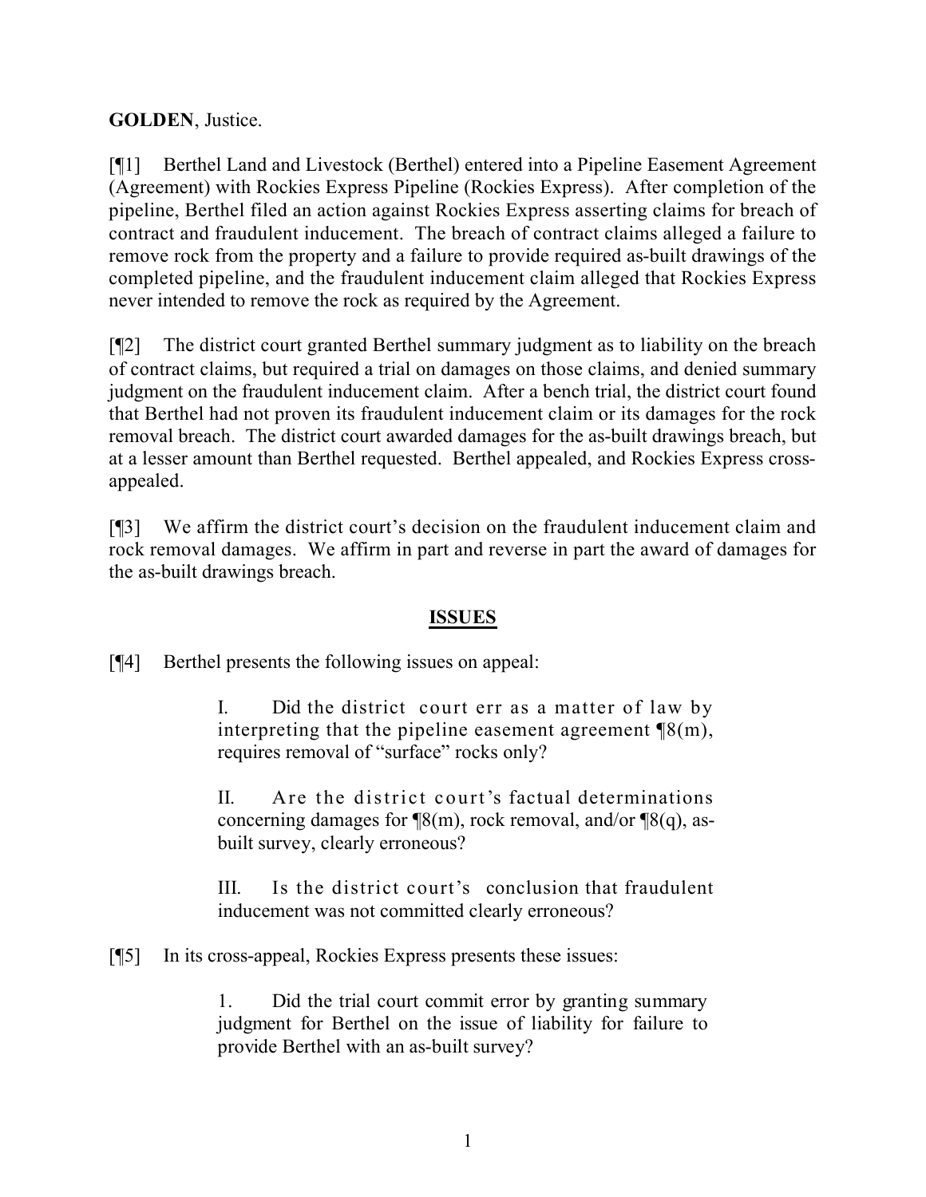**GOLDEN**, Justice.

[¶1] Berthel Land and Livestock (Berthel) entered into a Pipeline Easement Agreement (Agreement) with Rockies Express Pipeline (Rockies Express). After completion of the pipeline, Berthel filed an action against Rockies Express asserting claims for breach of contract and fraudulent inducement. The breach of contract claims alleged a failure to remove rock from the property and a failure to provide required as-built drawings of the completed pipeline, and the fraudulent inducement claim alleged that Rockies Express never intended to remove the rock as required by the Agreement.

[¶2] The district court granted Berthel summary judgment as to liability on the breach of contract claims, but required a trial on damages on those claims, and denied summary judgment on the fraudulent inducement claim. After a bench trial, the district court found that Berthel had not proven its fraudulent inducement claim or its damages for the rock removal breach. The district court awarded damages for the as-built drawings breach, but at a lesser amount than Berthel requested. Berthel appealed, and Rockies Express cross-appealed.

[¶3] We affirm the district court's decision on the fraudulent inducement claim and rock removal damages. We affirm in part and reverse in part the award of damages for the as-built drawings breach.

## ISSUES

[¶4] Berthel presents the following issues on appeal:

> I. Did the district court err as a matter of law by interpreting that the pipeline easement agreement ¶8(m), requires removal of "surface" rocks only?
>
> II. Are the district court's factual determinations concerning damages for ¶8(m), rock removal, and/or ¶8(q), as-built survey, clearly erroneous?
>
> III. Is the district court's conclusion that fraudulent inducement was not committed clearly erroneous?

[¶5] In its cross-appeal, Rockies Express presents these issues:

> 1. Did the trial court commit error by granting summary judgment for Berthel on the issue of liability for failure to provide Berthel with an as-built survey?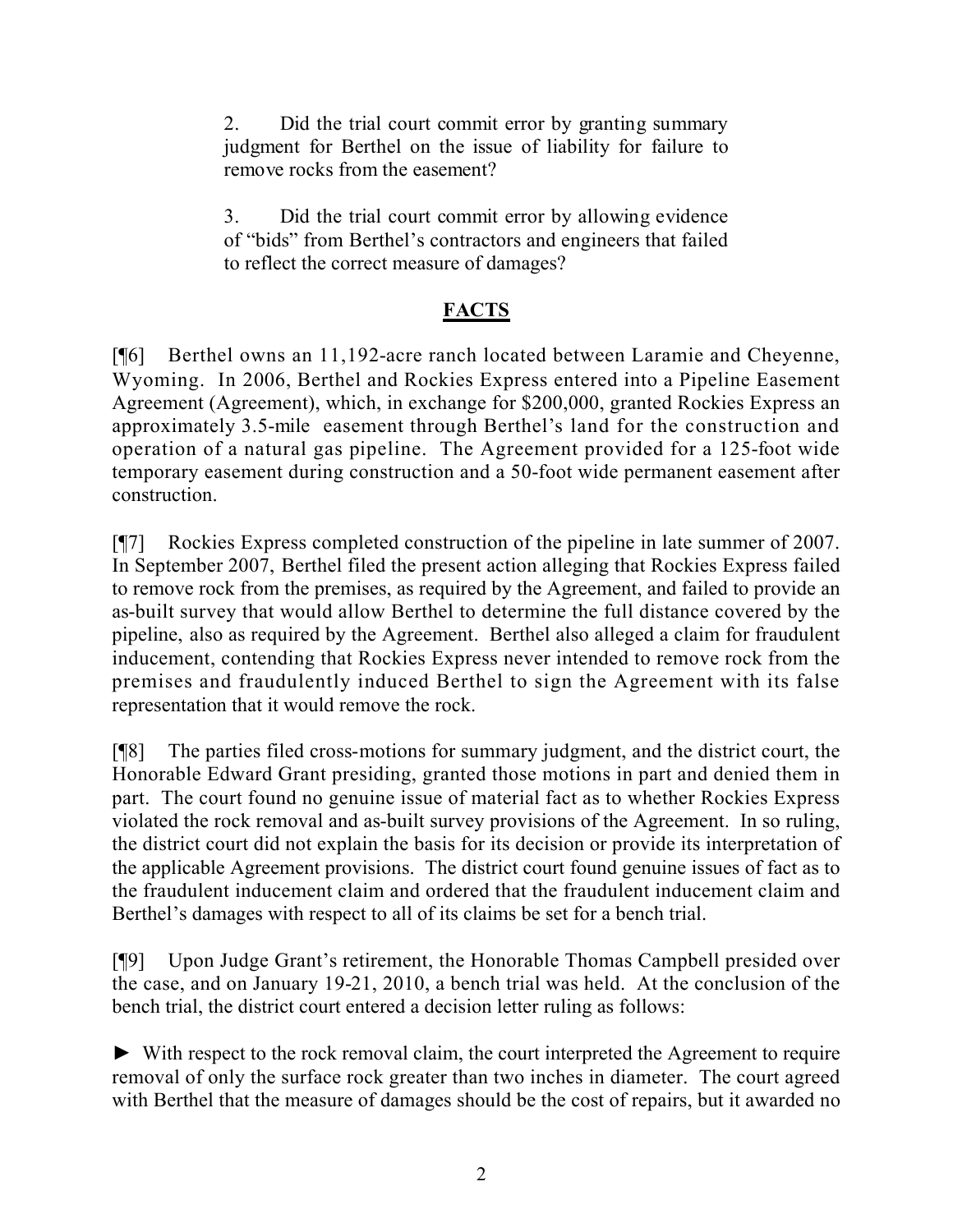2. Did the trial court commit error by granting summary judgment for Berthel on the issue of liability for failure to remove rocks from the easement?

3. Did the trial court commit error by allowing evidence of "bids" from Berthel's contractors and engineers that failed to reflect the correct measure of damages?

## FACTS

[¶6] Berthel owns an 11,192-acre ranch located between Laramie and Cheyenne, Wyoming. In 2006, Berthel and Rockies Express entered into a Pipeline Easement Agreement (Agreement), which, in exchange for $200,000, granted Rockies Express an approximately 3.5-mile easement through Berthel's land for the construction and operation of a natural gas pipeline. The Agreement provided for a 125-foot wide temporary easement during construction and a 50-foot wide permanent easement after construction.

[¶7] Rockies Express completed construction of the pipeline in late summer of 2007. In September 2007, Berthel filed the present action alleging that Rockies Express failed to remove rock from the premises, as required by the Agreement, and failed to provide an as-built survey that would allow Berthel to determine the full distance covered by the pipeline, also as required by the Agreement. Berthel also alleged a claim for fraudulent inducement, contending that Rockies Express never intended to remove rock from the premises and fraudulently induced Berthel to sign the Agreement with its false representation that it would remove the rock.

[¶8] The parties filed cross-motions for summary judgment, and the district court, the Honorable Edward Grant presiding, granted those motions in part and denied them in part. The court found no genuine issue of material fact as to whether Rockies Express violated the rock removal and as-built survey provisions of the Agreement. In so ruling, the district court did not explain the basis for its decision or provide its interpretation of the applicable Agreement provisions. The district court found genuine issues of fact as to the fraudulent inducement claim and ordered that the fraudulent inducement claim and Berthel's damages with respect to all of its claims be set for a bench trial.

[¶9] Upon Judge Grant's retirement, the Honorable Thomas Campbell presided over the case, and on January 19-21, 2010, a bench trial was held. At the conclusion of the bench trial, the district court entered a decision letter ruling as follows:

► With respect to the rock removal claim, the court interpreted the Agreement to require removal of only the surface rock greater than two inches in diameter. The court agreed with Berthel that the measure of damages should be the cost of repairs, but it awarded no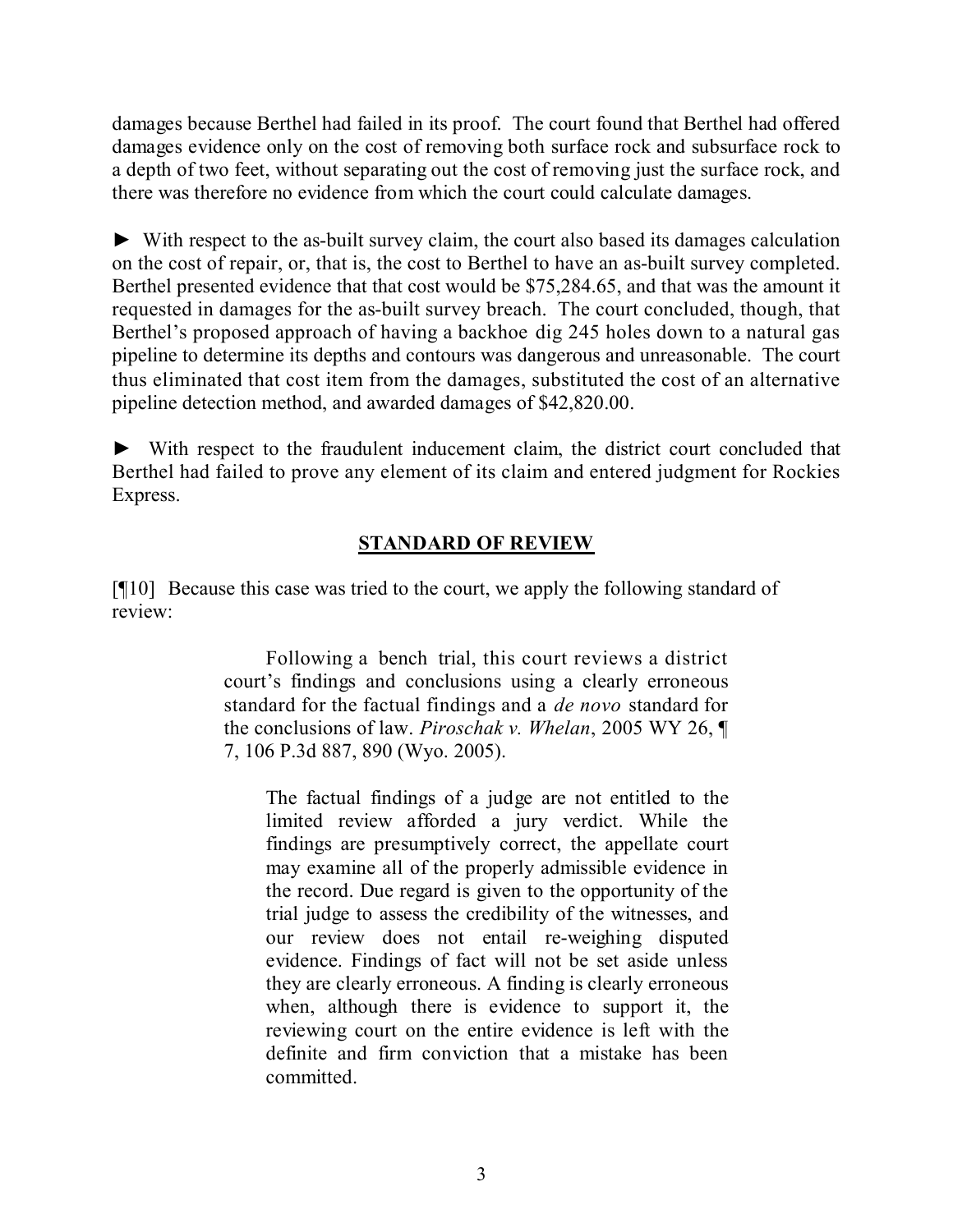damages because Berthel had failed in its proof. The court found that Berthel had offered damages evidence only on the cost of removing both surface rock and subsurface rock to a depth of two feet, without separating out the cost of removing just the surface rock, and there was therefore no evidence from which the court could calculate damages.

► With respect to the as-built survey claim, the court also based its damages calculation on the cost of repair, or, that is, the cost to Berthel to have an as-built survey completed. Berthel presented evidence that that cost would be $75,284.65, and that was the amount it requested in damages for the as-built survey breach. The court concluded, though, that Berthel's proposed approach of having a backhoe dig 245 holes down to a natural gas pipeline to determine its depths and contours was dangerous and unreasonable. The court thus eliminated that cost item from the damages, substituted the cost of an alternative pipeline detection method, and awarded damages of $42,820.00.

► With respect to the fraudulent inducement claim, the district court concluded that Berthel had failed to prove any element of its claim and entered judgment for Rockies Express.

## STANDARD OF REVIEW

[¶10] Because this case was tried to the court, we apply the following standard of review:

> Following a bench trial, this court reviews a district court's findings and conclusions using a clearly erroneous standard for the factual findings and a *de novo* standard for the conclusions of law. *Piroschak v. Whelan*, 2005 WY 26, ¶ 7, 106 P.3d 887, 890 (Wyo. 2005).
>
> > The factual findings of a judge are not entitled to the limited review afforded a jury verdict. While the findings are presumptively correct, the appellate court may examine all of the properly admissible evidence in the record. Due regard is given to the opportunity of the trial judge to assess the credibility of the witnesses, and our review does not entail re-weighing disputed evidence. Findings of fact will not be set aside unless they are clearly erroneous. A finding is clearly erroneous when, although there is evidence to support it, the reviewing court on the entire evidence is left with the definite and firm conviction that a mistake has been committed.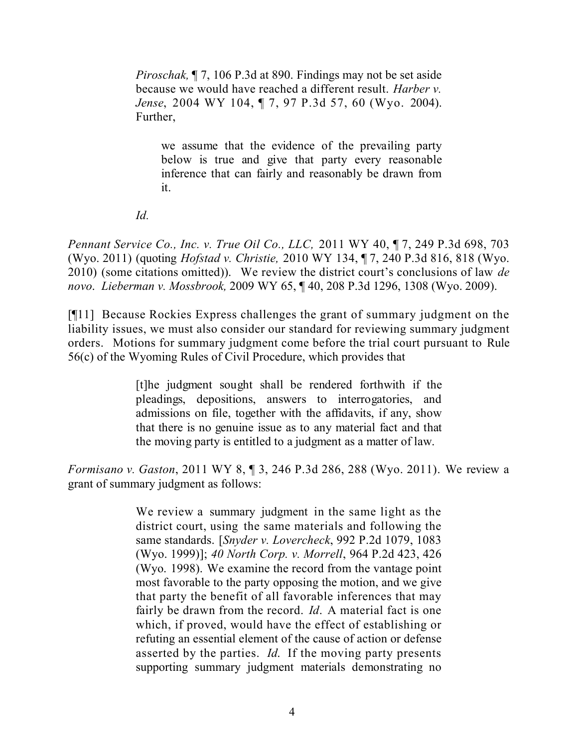> *Piroschak,* ¶ 7, 106 P.3d at 890. Findings may not be set aside because we would have reached a different result. *Harber v. Jense*, 2004 WY 104, ¶ 7, 97 P.3d 57, 60 (Wyo. 2004). Further,
>
> > we assume that the evidence of the prevailing party below is true and give that party every reasonable inference that can fairly and reasonably be drawn from it.
>
> *Id.*

*Pennant Service Co., Inc. v. True Oil Co., LLC,* 2011 WY 40, ¶ 7, 249 P.3d 698, 703 (Wyo. 2011) (quoting *Hofstad v. Christie,* 2010 WY 134, ¶ 7, 240 P.3d 816, 818 (Wyo. 2010) (some citations omitted)). We review the district court's conclusions of law *de novo*. *Lieberman v. Mossbrook,* 2009 WY 65, ¶ 40, 208 P.3d 1296, 1308 (Wyo. 2009).

[¶11] Because Rockies Express challenges the grant of summary judgment on the liability issues, we must also consider our standard for reviewing summary judgment orders. Motions for summary judgment come before the trial court pursuant to Rule 56(c) of the Wyoming Rules of Civil Procedure, which provides that

> [t]he judgment sought shall be rendered forthwith if the pleadings, depositions, answers to interrogatories, and admissions on file, together with the affidavits, if any, show that there is no genuine issue as to any material fact and that the moving party is entitled to a judgment as a matter of law.

*Formisano v. Gaston*, 2011 WY 8, ¶ 3, 246 P.3d 286, 288 (Wyo. 2011). We review a grant of summary judgment as follows:

> We review a summary judgment in the same light as the district court, using the same materials and following the same standards. [*Snyder v. Lovercheck*, 992 P.2d 1079, 1083 (Wyo. 1999)]; *40 North Corp. v. Morrell*, 964 P.2d 423, 426 (Wyo. 1998). We examine the record from the vantage point most favorable to the party opposing the motion, and we give that party the benefit of all favorable inferences that may fairly be drawn from the record. *Id*. A material fact is one which, if proved, would have the effect of establishing or refuting an essential element of the cause of action or defense asserted by the parties. *Id*. If the moving party presents supporting summary judgment materials demonstrating no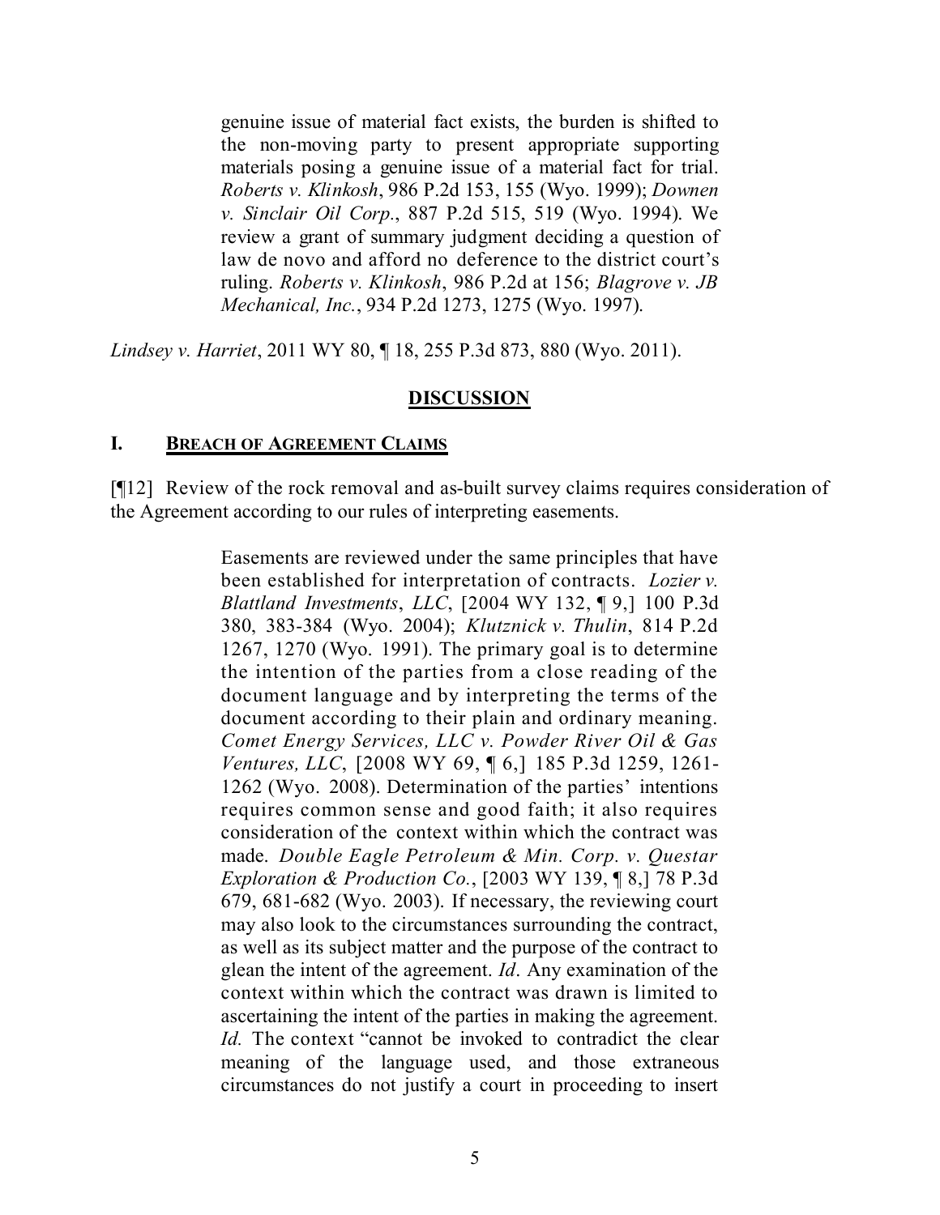> genuine issue of material fact exists, the burden is shifted to the non-moving party to present appropriate supporting materials posing a genuine issue of a material fact for trial. *Roberts v. Klinkosh*, 986 P.2d 153, 155 (Wyo. 1999); *Downen v. Sinclair Oil Corp.*, 887 P.2d 515, 519 (Wyo. 1994). We review a grant of summary judgment deciding a question of law de novo and afford no deference to the district court's ruling. *Roberts v. Klinkosh*, 986 P.2d at 156; *Blagrove v. JB Mechanical, Inc.*, 934 P.2d 1273, 1275 (Wyo. 1997).

*Lindsey v. Harriet*, 2011 WY 80, ¶ 18, 255 P.3d 873, 880 (Wyo. 2011).

## DISCUSSION

### I. BREACH OF AGREEMENT CLAIMS

[¶12] Review of the rock removal and as-built survey claims requires consideration of the Agreement according to our rules of interpreting easements.

> Easements are reviewed under the same principles that have been established for interpretation of contracts. *Lozier v. Blattland Investments, LLC*, [2004 WY 132, ¶ 9,] 100 P.3d 380, 383-384 (Wyo. 2004); *Klutznick v. Thulin*, 814 P.2d 1267, 1270 (Wyo. 1991). The primary goal is to determine the intention of the parties from a close reading of the document language and by interpreting the terms of the document according to their plain and ordinary meaning. *Comet Energy Services, LLC v. Powder River Oil & Gas Ventures, LLC*, [2008 WY 69, ¶ 6,] 185 P.3d 1259, 1261-1262 (Wyo. 2008). Determination of the parties' intentions requires common sense and good faith; it also requires consideration of the context within which the contract was made. *Double Eagle Petroleum & Min. Corp. v. Questar Exploration & Production Co.*, [2003 WY 139, ¶ 8,] 78 P.3d 679, 681-682 (Wyo. 2003). If necessary, the reviewing court may also look to the circumstances surrounding the contract, as well as its subject matter and the purpose of the contract to glean the intent of the agreement. *Id*. Any examination of the context within which the contract was drawn is limited to ascertaining the intent of the parties in making the agreement. *Id.* The context "cannot be invoked to contradict the clear meaning of the language used, and those extraneous circumstances do not justify a court in proceeding to insert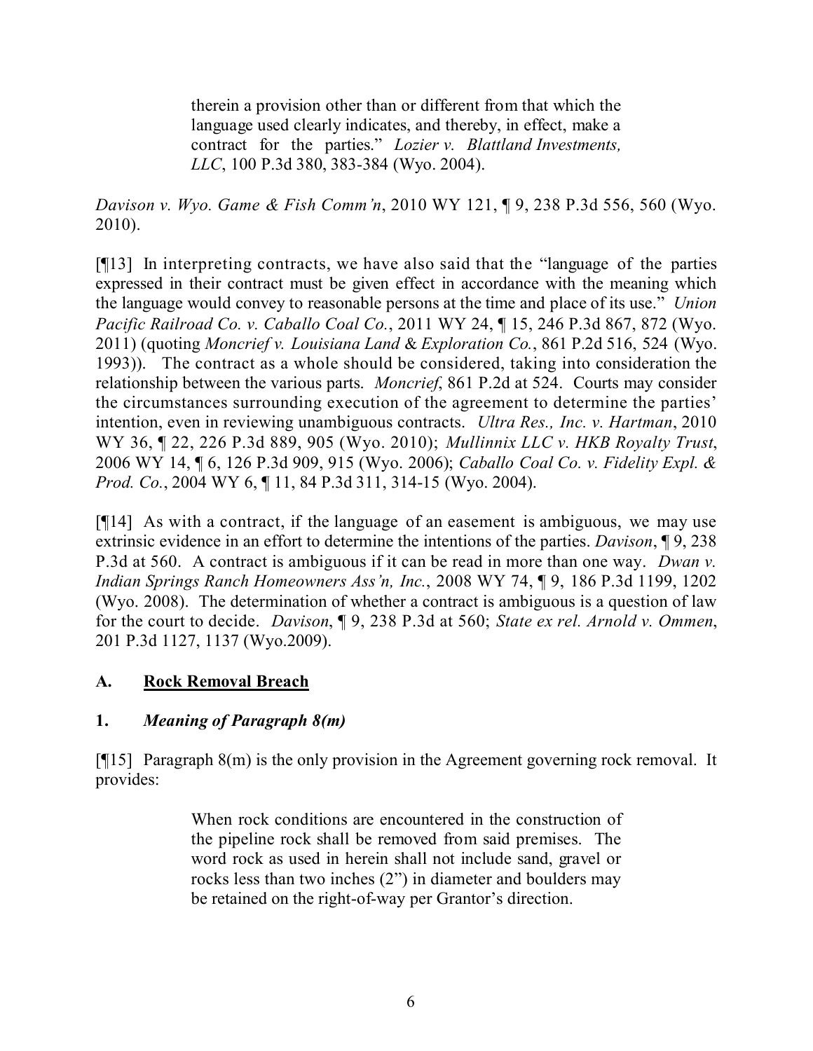> therein a provision other than or different from that which the language used clearly indicates, and thereby, in effect, make a contract for the parties." *Lozier v. Blattland Investments, LLC*, 100 P.3d 380, 383-384 (Wyo. 2004).

*Davison v. Wyo. Game & Fish Comm'n*, 2010 WY 121, ¶ 9, 238 P.3d 556, 560 (Wyo. 2010).

[¶13] In interpreting contracts, we have also said that the "language of the parties expressed in their contract must be given effect in accordance with the meaning which the language would convey to reasonable persons at the time and place of its use." *Union Pacific Railroad Co. v. Caballo Coal Co.*, 2011 WY 24, ¶ 15, 246 P.3d 867, 872 (Wyo. 2011) (quoting *Moncrief v. Louisiana Land & Exploration Co.*, 861 P.2d 516, 524 (Wyo. 1993)). The contract as a whole should be considered, taking into consideration the relationship between the various parts. *Moncrief*, 861 P.2d at 524. Courts may consider the circumstances surrounding execution of the agreement to determine the parties' intention, even in reviewing unambiguous contracts. *Ultra Res., Inc. v. Hartman*, 2010 WY 36, ¶ 22, 226 P.3d 889, 905 (Wyo. 2010); *Mullinnix LLC v. HKB Royalty Trust*, 2006 WY 14, ¶ 6, 126 P.3d 909, 915 (Wyo. 2006); *Caballo Coal Co. v. Fidelity Expl. & Prod. Co.*, 2004 WY 6, ¶ 11, 84 P.3d 311, 314-15 (Wyo. 2004).

[¶14] As with a contract, if the language of an easement is ambiguous, we may use extrinsic evidence in an effort to determine the intentions of the parties. *Davison*, ¶ 9, 238 P.3d at 560. A contract is ambiguous if it can be read in more than one way. *Dwan v. Indian Springs Ranch Homeowners Ass'n, Inc.*, 2008 WY 74, ¶ 9, 186 P.3d 1199, 1202 (Wyo. 2008). The determination of whether a contract is ambiguous is a question of law for the court to decide. *Davison*, ¶ 9, 238 P.3d at 560; *State ex rel. Arnold v. Ommen*, 201 P.3d 1127, 1137 (Wyo.2009).

## A. Rock Removal Breach

### 1. *Meaning of Paragraph 8(m)*

[¶15] Paragraph 8(m) is the only provision in the Agreement governing rock removal. It provides:

> When rock conditions are encountered in the construction of the pipeline rock shall be removed from said premises. The word rock as used in herein shall not include sand, gravel or rocks less than two inches (2") in diameter and boulders may be retained on the right-of-way per Grantor's direction.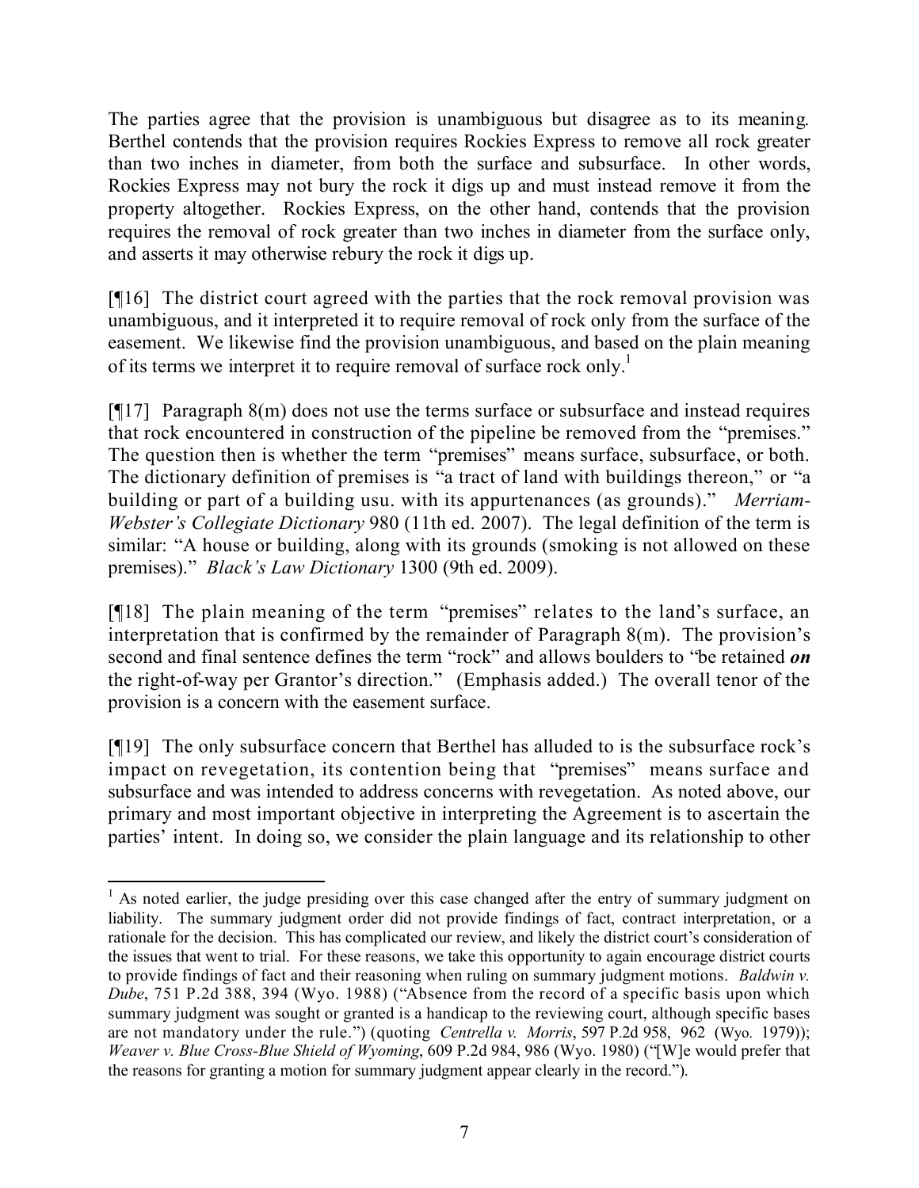The parties agree that the provision is unambiguous but disagree as to its meaning. Berthel contends that the provision requires Rockies Express to remove all rock greater than two inches in diameter, from both the surface and subsurface. In other words, Rockies Express may not bury the rock it digs up and must instead remove it from the property altogether. Rockies Express, on the other hand, contends that the provision requires the removal of rock greater than two inches in diameter from the surface only, and asserts it may otherwise rebury the rock it digs up.

[¶16] The district court agreed with the parties that the rock removal provision was unambiguous, and it interpreted it to require removal of rock only from the surface of the easement. We likewise find the provision unambiguous, and based on the plain meaning of its terms we interpret it to require removal of surface rock only.[1]

[¶17] Paragraph 8(m) does not use the terms surface or subsurface and instead requires that rock encountered in construction of the pipeline be removed from the "premises." The question then is whether the term "premises" means surface, subsurface, or both. The dictionary definition of premises is "a tract of land with buildings thereon," or "a building or part of a building usu. with its appurtenances (as grounds)." *Merriam-Webster's Collegiate Dictionary* 980 (11th ed. 2007). The legal definition of the term is similar: "A house or building, along with its grounds (smoking is not allowed on these premises)." *Black's Law Dictionary* 1300 (9th ed. 2009).

[¶18] The plain meaning of the term "premises" relates to the land's surface, an interpretation that is confirmed by the remainder of Paragraph 8(m). The provision's second and final sentence defines the term "rock" and allows boulders to "be retained ***on*** the right-of-way per Grantor's direction." (Emphasis added.) The overall tenor of the provision is a concern with the easement surface.

[¶19] The only subsurface concern that Berthel has alluded to is the subsurface rock's impact on revegetation, its contention being that "premises" means surface and subsurface and was intended to address concerns with revegetation. As noted above, our primary and most important objective in interpreting the Agreement is to ascertain the parties' intent. In doing so, we consider the plain language and its relationship to other

---

[1] As noted earlier, the judge presiding over this case changed after the entry of summary judgment on liability. The summary judgment order did not provide findings of fact, contract interpretation, or a rationale for the decision. This has complicated our review, and likely the district court's consideration of the issues that went to trial. For these reasons, we take this opportunity to again encourage district courts to provide findings of fact and their reasoning when ruling on summary judgment motions. *Baldwin v. Dube*, 751 P.2d 388, 394 (Wyo. 1988) ("Absence from the record of a specific basis upon which summary judgment was sought or granted is a handicap to the reviewing court, although specific bases are not mandatory under the rule.") (quoting *Centrella v. Morris*, 597 P.2d 958, 962 (Wyo. 1979)); *Weaver v. Blue Cross-Blue Shield of Wyoming*, 609 P.2d 984, 986 (Wyo. 1980) ("[W]e would prefer that the reasons for granting a motion for summary judgment appear clearly in the record.").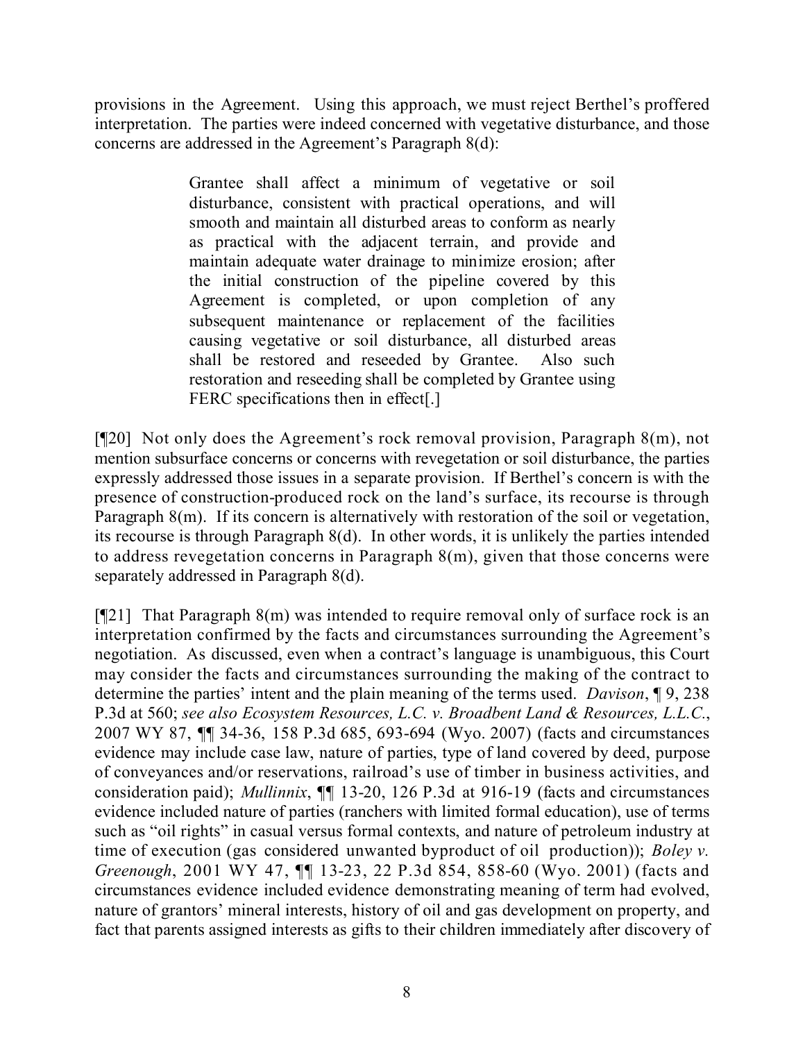provisions in the Agreement. Using this approach, we must reject Berthel's proffered interpretation. The parties were indeed concerned with vegetative disturbance, and those concerns are addressed in the Agreement's Paragraph 8(d):

> Grantee shall affect a minimum of vegetative or soil disturbance, consistent with practical operations, and will smooth and maintain all disturbed areas to conform as nearly as practical with the adjacent terrain, and provide and maintain adequate water drainage to minimize erosion; after the initial construction of the pipeline covered by this Agreement is completed, or upon completion of any subsequent maintenance or replacement of the facilities causing vegetative or soil disturbance, all disturbed areas shall be restored and reseeded by Grantee. Also such restoration and reseeding shall be completed by Grantee using FERC specifications then in effect[.]

[¶20] Not only does the Agreement's rock removal provision, Paragraph 8(m), not mention subsurface concerns or concerns with revegetation or soil disturbance, the parties expressly addressed those issues in a separate provision. If Berthel's concern is with the presence of construction-produced rock on the land's surface, its recourse is through Paragraph 8(m). If its concern is alternatively with restoration of the soil or vegetation, its recourse is through Paragraph 8(d). In other words, it is unlikely the parties intended to address revegetation concerns in Paragraph 8(m), given that those concerns were separately addressed in Paragraph 8(d).

[¶21] That Paragraph 8(m) was intended to require removal only of surface rock is an interpretation confirmed by the facts and circumstances surrounding the Agreement's negotiation. As discussed, even when a contract's language is unambiguous, this Court may consider the facts and circumstances surrounding the making of the contract to determine the parties' intent and the plain meaning of the terms used. *Davison*, ¶ 9, 238 P.3d at 560; *see also Ecosystem Resources, L.C. v. Broadbent Land & Resources, L.L.C.*, 2007 WY 87, ¶¶ 34-36, 158 P.3d 685, 693-694 (Wyo. 2007) (facts and circumstances evidence may include case law, nature of parties, type of land covered by deed, purpose of conveyances and/or reservations, railroad's use of timber in business activities, and consideration paid); *Mullinnix*, ¶¶ 13-20, 126 P.3d at 916-19 (facts and circumstances evidence included nature of parties (ranchers with limited formal education), use of terms such as "oil rights" in casual versus formal contexts, and nature of petroleum industry at time of execution (gas considered unwanted byproduct of oil production)); *Boley v. Greenough*, 2001 WY 47, ¶¶ 13-23, 22 P.3d 854, 858-60 (Wyo. 2001) (facts and circumstances evidence included evidence demonstrating meaning of term had evolved, nature of grantors' mineral interests, history of oil and gas development on property, and fact that parents assigned interests as gifts to their children immediately after discovery of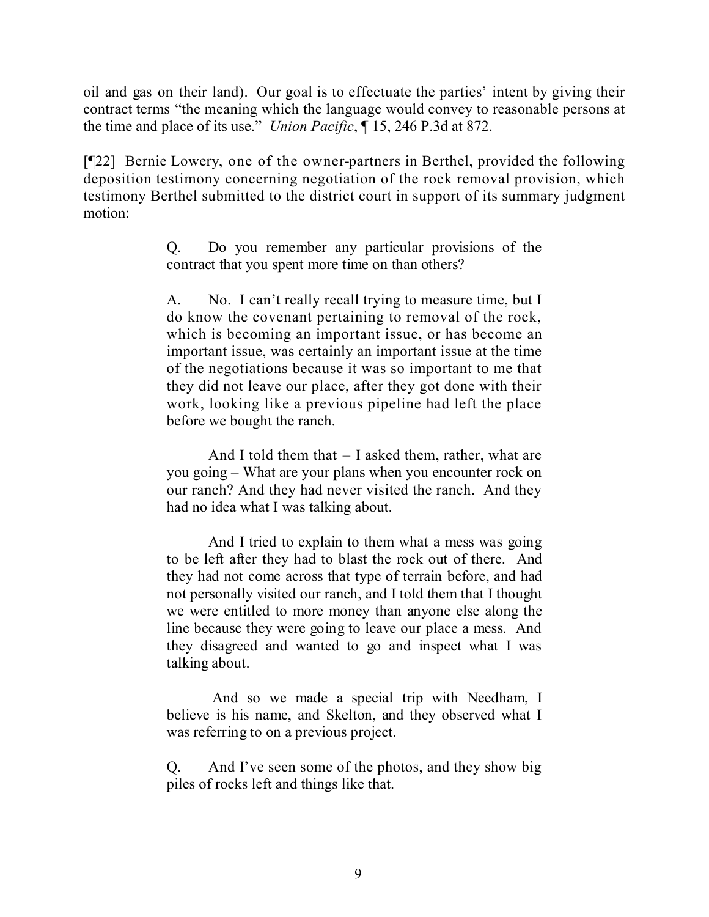oil and gas on their land). Our goal is to effectuate the parties' intent by giving their contract terms "the meaning which the language would convey to reasonable persons at the time and place of its use." *Union Pacific*, ¶ 15, 246 P.3d at 872.

[¶22] Bernie Lowery, one of the owner-partners in Berthel, provided the following deposition testimony concerning negotiation of the rock removal provision, which testimony Berthel submitted to the district court in support of its summary judgment motion:

> Q. Do you remember any particular provisions of the contract that you spent more time on than others?
>
> A. No. I can't really recall trying to measure time, but I do know the covenant pertaining to removal of the rock, which is becoming an important issue, or has become an important issue, was certainly an important issue at the time of the negotiations because it was so important to me that they did not leave our place, after they got done with their work, looking like a previous pipeline had left the place before we bought the ranch.
>
> And I told them that – I asked them, rather, what are you going – What are your plans when you encounter rock on our ranch? And they had never visited the ranch. And they had no idea what I was talking about.
>
> And I tried to explain to them what a mess was going to be left after they had to blast the rock out of there. And they had not come across that type of terrain before, and had not personally visited our ranch, and I told them that I thought we were entitled to more money than anyone else along the line because they were going to leave our place a mess. And they disagreed and wanted to go and inspect what I was talking about.
>
> And so we made a special trip with Needham, I believe is his name, and Skelton, and they observed what I was referring to on a previous project.
>
> Q. And I've seen some of the photos, and they show big piles of rocks left and things like that.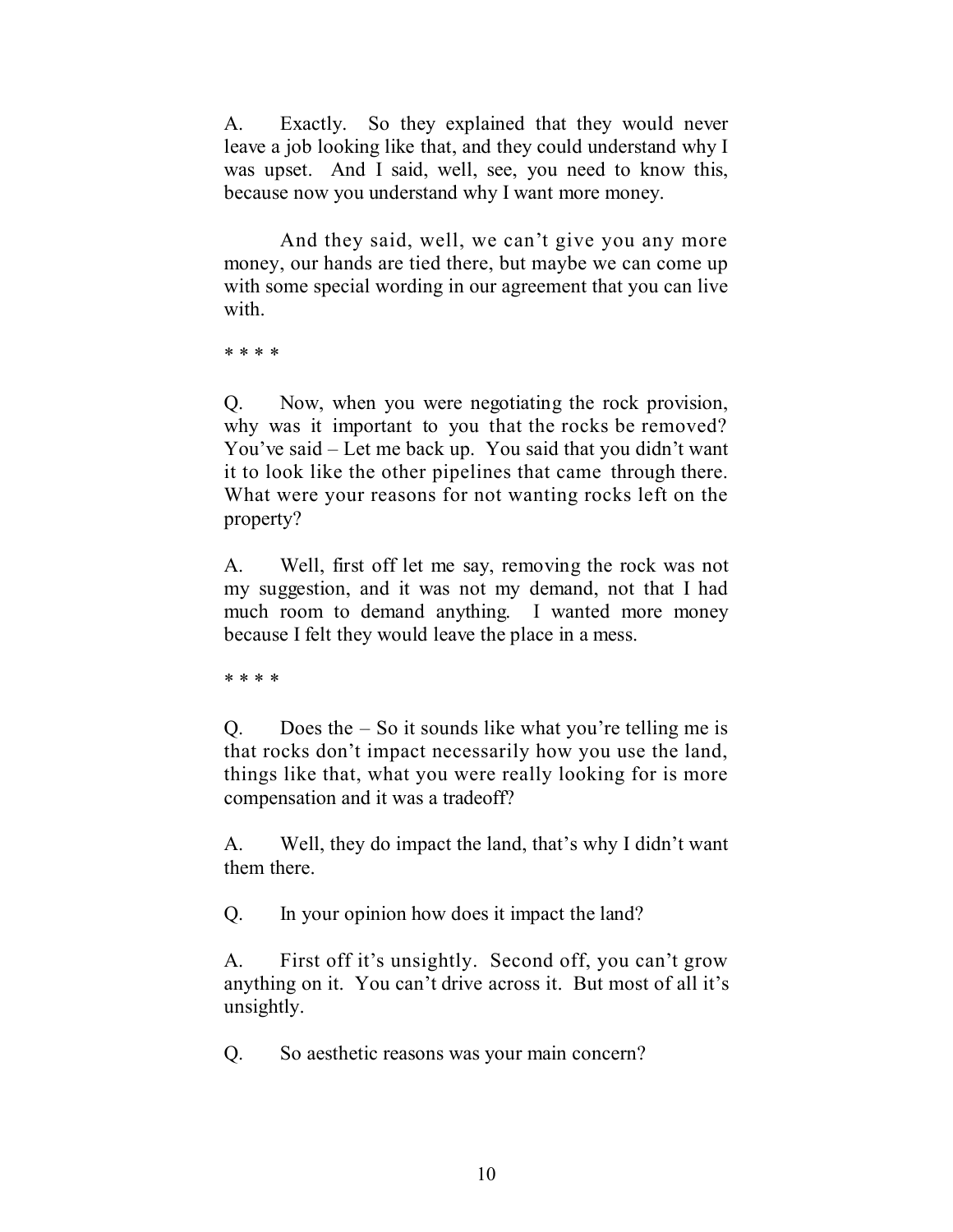A. Exactly. So they explained that they would never leave a job looking like that, and they could understand why I was upset. And I said, well, see, you need to know this, because now you understand why I want more money.

And they said, well, we can't give you any more money, our hands are tied there, but maybe we can come up with some special wording in our agreement that you can live with.

* * * *

Q. Now, when you were negotiating the rock provision, why was it important to you that the rocks be removed? You've said – Let me back up. You said that you didn't want it to look like the other pipelines that came through there. What were your reasons for not wanting rocks left on the property?

A. Well, first off let me say, removing the rock was not my suggestion, and it was not my demand, not that I had much room to demand anything. I wanted more money because I felt they would leave the place in a mess.

* * * *

Q. Does the – So it sounds like what you're telling me is that rocks don't impact necessarily how you use the land, things like that, what you were really looking for is more compensation and it was a tradeoff?

A. Well, they do impact the land, that's why I didn't want them there.

Q. In your opinion how does it impact the land?

A. First off it's unsightly. Second off, you can't grow anything on it. You can't drive across it. But most of all it's unsightly.

Q. So aesthetic reasons was your main concern?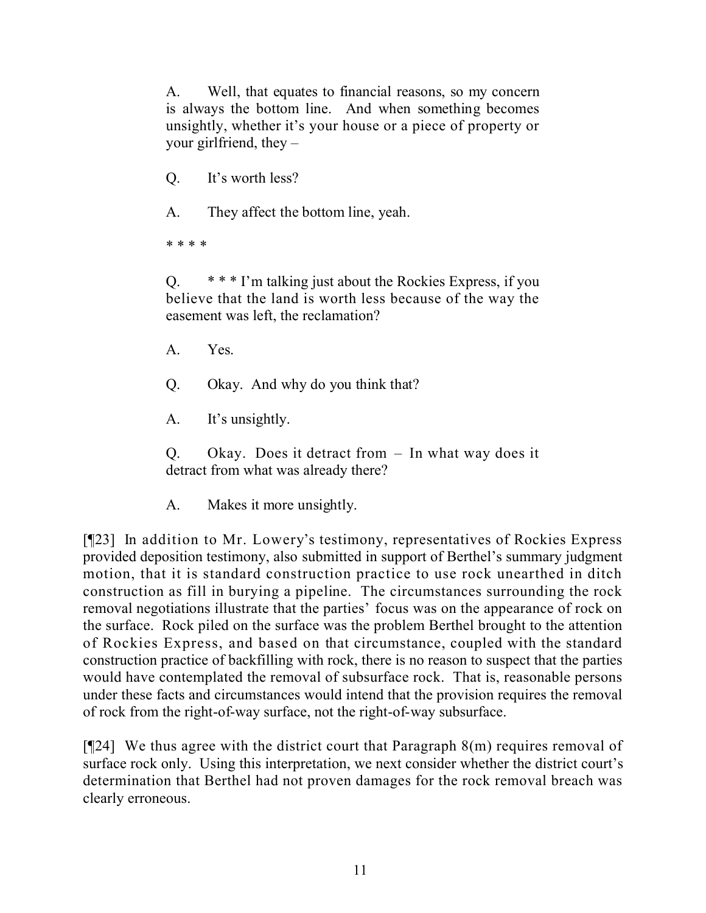> A. Well, that equates to financial reasons, so my concern is always the bottom line. And when something becomes unsightly, whether it's your house or a piece of property or your girlfriend, they –
>
> Q. It's worth less?
>
> A. They affect the bottom line, yeah.
>
> * * * *
>
> Q. * * * I'm talking just about the Rockies Express, if you believe that the land is worth less because of the way the easement was left, the reclamation?
>
> A. Yes.
>
> Q. Okay. And why do you think that?
>
> A. It's unsightly.
>
> Q. Okay. Does it detract from – In what way does it detract from what was already there?
>
> A. Makes it more unsightly.

[¶23] In addition to Mr. Lowery's testimony, representatives of Rockies Express provided deposition testimony, also submitted in support of Berthel's summary judgment motion, that it is standard construction practice to use rock unearthed in ditch construction as fill in burying a pipeline. The circumstances surrounding the rock removal negotiations illustrate that the parties' focus was on the appearance of rock on the surface. Rock piled on the surface was the problem Berthel brought to the attention of Rockies Express, and based on that circumstance, coupled with the standard construction practice of backfilling with rock, there is no reason to suspect that the parties would have contemplated the removal of subsurface rock. That is, reasonable persons under these facts and circumstances would intend that the provision requires the removal of rock from the right-of-way surface, not the right-of-way subsurface.

[¶24] We thus agree with the district court that Paragraph 8(m) requires removal of surface rock only. Using this interpretation, we next consider whether the district court's determination that Berthel had not proven damages for the rock removal breach was clearly erroneous.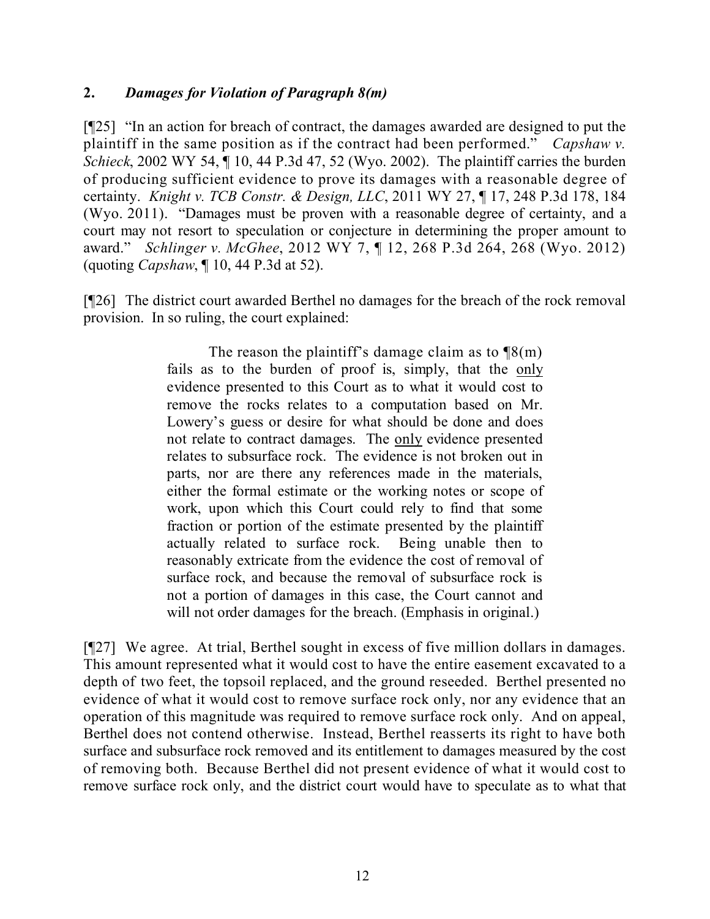## 2. *Damages for Violation of Paragraph 8(m)*

[¶25] "In an action for breach of contract, the damages awarded are designed to put the plaintiff in the same position as if the contract had been performed." *Capshaw v. Schieck*, 2002 WY 54, ¶ 10, 44 P.3d 47, 52 (Wyo. 2002). The plaintiff carries the burden of producing sufficient evidence to prove its damages with a reasonable degree of certainty. *Knight v. TCB Constr. & Design, LLC*, 2011 WY 27, ¶ 17, 248 P.3d 178, 184 (Wyo. 2011). "Damages must be proven with a reasonable degree of certainty, and a court may not resort to speculation or conjecture in determining the proper amount to award." *Schlinger v. McGhee*, 2012 WY 7, ¶ 12, 268 P.3d 264, 268 (Wyo. 2012) (quoting *Capshaw*, ¶ 10, 44 P.3d at 52).

[¶26] The district court awarded Berthel no damages for the breach of the rock removal provision. In so ruling, the court explained:

> The reason the plaintiff's damage claim as to ¶8(m) fails as to the burden of proof is, simply, that the <u>only</u> evidence presented to this Court as to what it would cost to remove the rocks relates to a computation based on Mr. Lowery's guess or desire for what should be done and does not relate to contract damages. The <u>only</u> evidence presented relates to subsurface rock. The evidence is not broken out in parts, nor are there any references made in the materials, either the formal estimate or the working notes or scope of work, upon which this Court could rely to find that some fraction or portion of the estimate presented by the plaintiff actually related to surface rock. Being unable then to reasonably extricate from the evidence the cost of removal of surface rock, and because the removal of subsurface rock is not a portion of damages in this case, the Court cannot and will not order damages for the breach. (Emphasis in original.)

[¶27] We agree. At trial, Berthel sought in excess of five million dollars in damages. This amount represented what it would cost to have the entire easement excavated to a depth of two feet, the topsoil replaced, and the ground reseeded. Berthel presented no evidence of what it would cost to remove surface rock only, nor any evidence that an operation of this magnitude was required to remove surface rock only. And on appeal, Berthel does not contend otherwise. Instead, Berthel reasserts its right to have both surface and subsurface rock removed and its entitlement to damages measured by the cost of removing both. Because Berthel did not present evidence of what it would cost to remove surface rock only, and the district court would have to speculate as to what that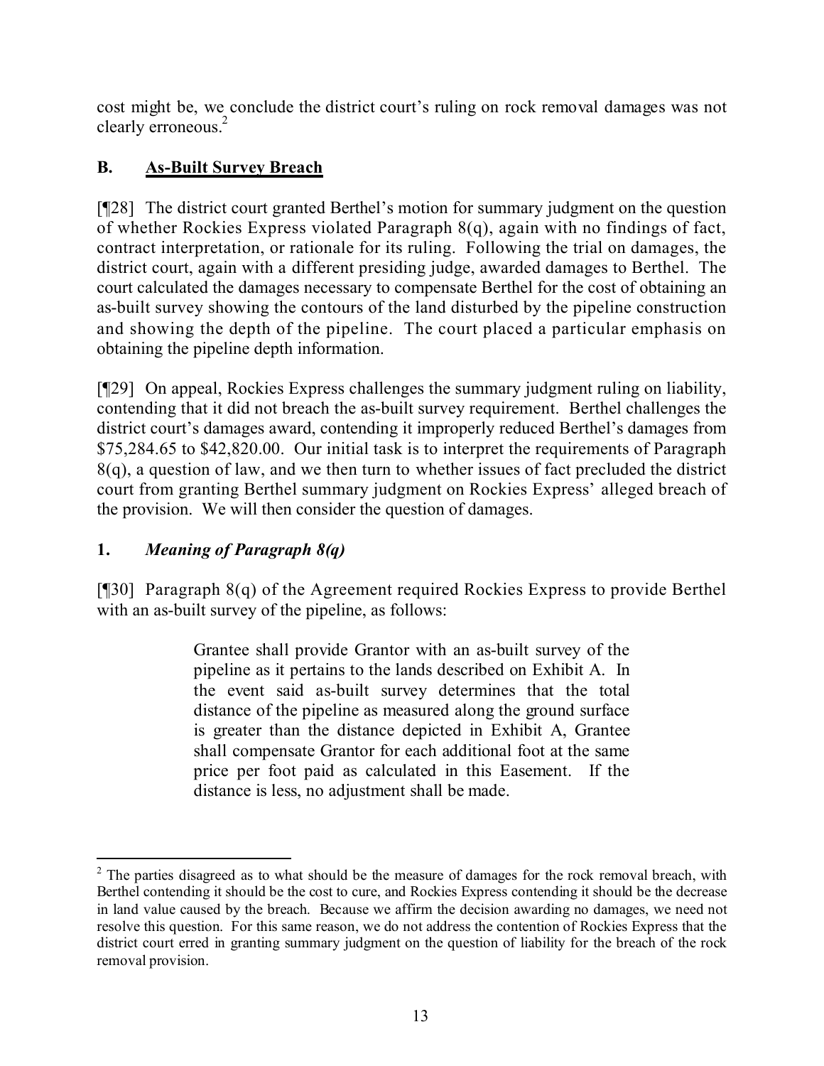cost might be, we conclude the district court's ruling on rock removal damages was not clearly erroneous.[2]

## B. As-Built Survey Breach

[¶28] The district court granted Berthel's motion for summary judgment on the question of whether Rockies Express violated Paragraph 8(q), again with no findings of fact, contract interpretation, or rationale for its ruling. Following the trial on damages, the district court, again with a different presiding judge, awarded damages to Berthel. The court calculated the damages necessary to compensate Berthel for the cost of obtaining an as-built survey showing the contours of the land disturbed by the pipeline construction and showing the depth of the pipeline. The court placed a particular emphasis on obtaining the pipeline depth information.

[¶29] On appeal, Rockies Express challenges the summary judgment ruling on liability, contending that it did not breach the as-built survey requirement. Berthel challenges the district court's damages award, contending it improperly reduced Berthel's damages from $75,284.65 to $42,820.00. Our initial task is to interpret the requirements of Paragraph 8(q), a question of law, and we then turn to whether issues of fact precluded the district court from granting Berthel summary judgment on Rockies Express' alleged breach of the provision. We will then consider the question of damages.

### 1. *Meaning of Paragraph 8(q)*

[¶30] Paragraph 8(q) of the Agreement required Rockies Express to provide Berthel with an as-built survey of the pipeline, as follows:

> Grantee shall provide Grantor with an as-built survey of the pipeline as it pertains to the lands described on Exhibit A. In the event said as-built survey determines that the total distance of the pipeline as measured along the ground surface is greater than the distance depicted in Exhibit A, Grantee shall compensate Grantor for each additional foot at the same price per foot paid as calculated in this Easement. If the distance is less, no adjustment shall be made.

---

[2] The parties disagreed as to what should be the measure of damages for the rock removal breach, with Berthel contending it should be the cost to cure, and Rockies Express contending it should be the decrease in land value caused by the breach. Because we affirm the decision awarding no damages, we need not resolve this question. For this same reason, we do not address the contention of Rockies Express that the district court erred in granting summary judgment on the question of liability for the breach of the rock removal provision.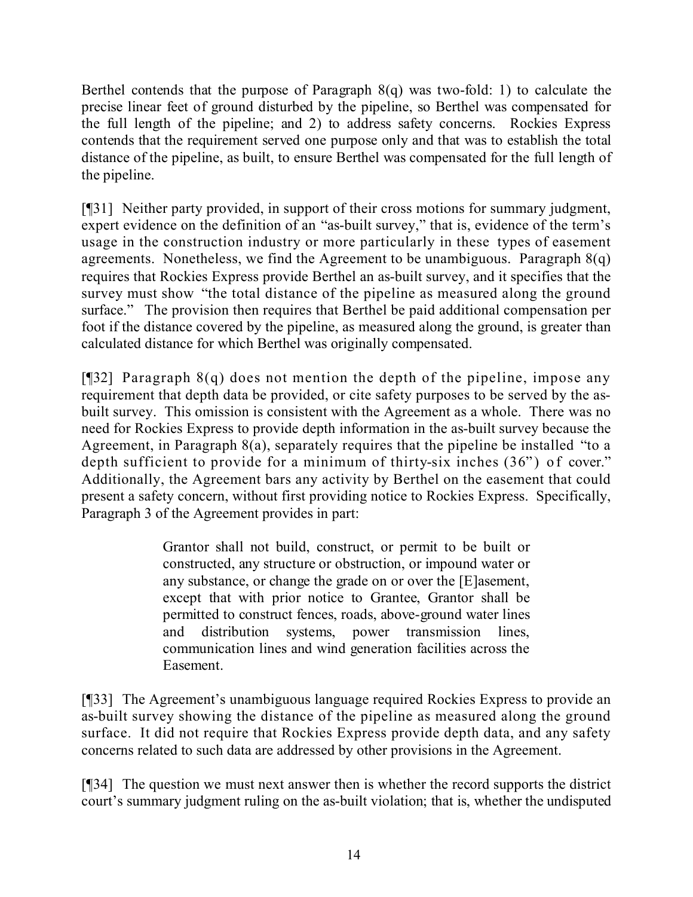Berthel contends that the purpose of Paragraph 8(q) was two-fold: 1) to calculate the precise linear feet of ground disturbed by the pipeline, so Berthel was compensated for the full length of the pipeline; and 2) to address safety concerns. Rockies Express contends that the requirement served one purpose only and that was to establish the total distance of the pipeline, as built, to ensure Berthel was compensated for the full length of the pipeline.

[¶31] Neither party provided, in support of their cross motions for summary judgment, expert evidence on the definition of an "as-built survey," that is, evidence of the term's usage in the construction industry or more particularly in these types of easement agreements. Nonetheless, we find the Agreement to be unambiguous. Paragraph 8(q) requires that Rockies Express provide Berthel an as-built survey, and it specifies that the survey must show "the total distance of the pipeline as measured along the ground surface." The provision then requires that Berthel be paid additional compensation per foot if the distance covered by the pipeline, as measured along the ground, is greater than calculated distance for which Berthel was originally compensated.

[¶32] Paragraph 8(q) does not mention the depth of the pipeline, impose any requirement that depth data be provided, or cite safety purposes to be served by the as-built survey. This omission is consistent with the Agreement as a whole. There was no need for Rockies Express to provide depth information in the as-built survey because the Agreement, in Paragraph 8(a), separately requires that the pipeline be installed "to a depth sufficient to provide for a minimum of thirty-six inches (36") of cover." Additionally, the Agreement bars any activity by Berthel on the easement that could present a safety concern, without first providing notice to Rockies Express. Specifically, Paragraph 3 of the Agreement provides in part:

> Grantor shall not build, construct, or permit to be built or constructed, any structure or obstruction, or impound water or any substance, or change the grade on or over the [E]asement, except that with prior notice to Grantee, Grantor shall be permitted to construct fences, roads, above-ground water lines and distribution systems, power transmission lines, communication lines and wind generation facilities across the Easement.

[¶33] The Agreement's unambiguous language required Rockies Express to provide an as-built survey showing the distance of the pipeline as measured along the ground surface. It did not require that Rockies Express provide depth data, and any safety concerns related to such data are addressed by other provisions in the Agreement.

[¶34] The question we must next answer then is whether the record supports the district court's summary judgment ruling on the as-built violation; that is, whether the undisputed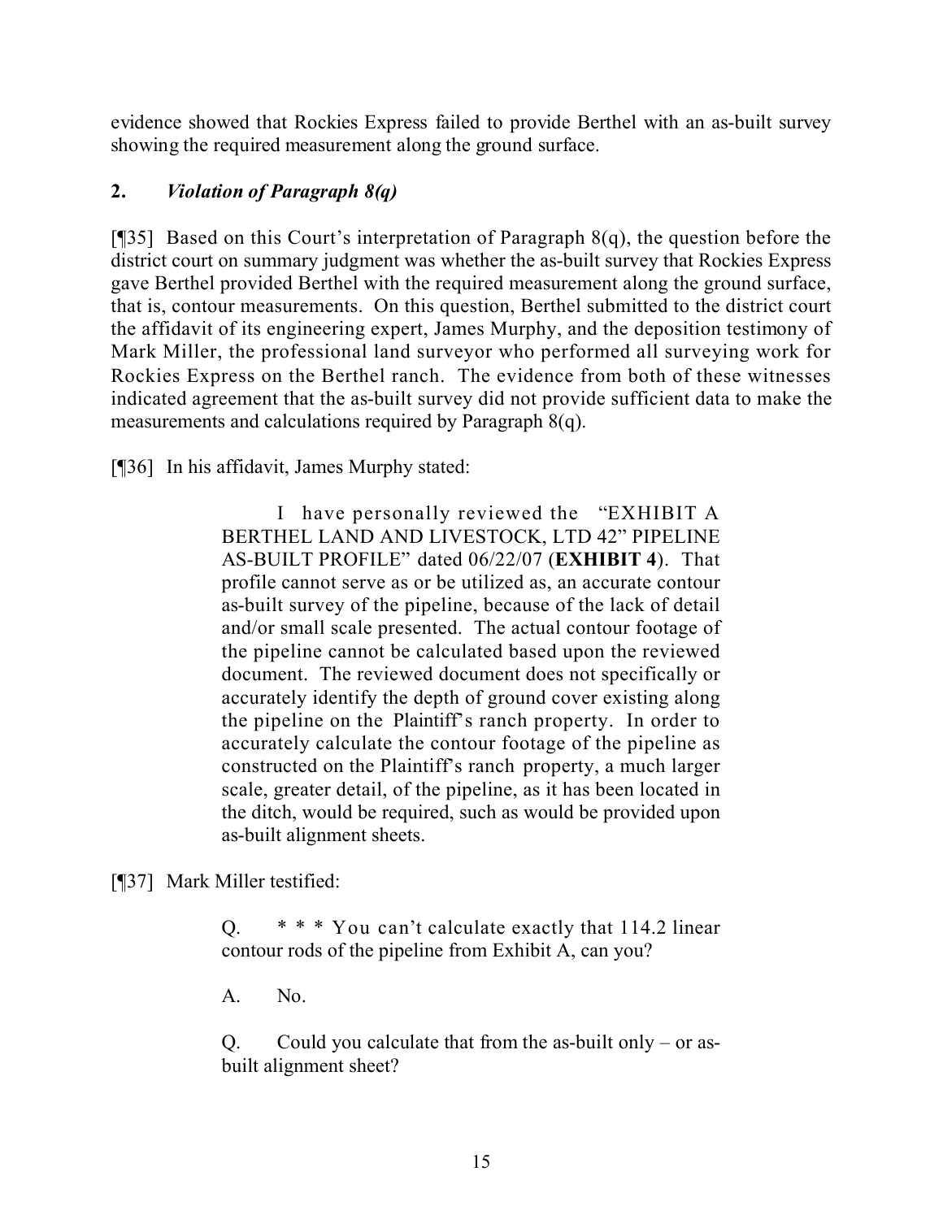evidence showed that Rockies Express failed to provide Berthel with an as-built survey showing the required measurement along the ground surface.

## 2. *Violation of Paragraph 8(q)*

[¶35] Based on this Court's interpretation of Paragraph 8(q), the question before the district court on summary judgment was whether the as-built survey that Rockies Express gave Berthel provided Berthel with the required measurement along the ground surface, that is, contour measurements. On this question, Berthel submitted to the district court the affidavit of its engineering expert, James Murphy, and the deposition testimony of Mark Miller, the professional land surveyor who performed all surveying work for Rockies Express on the Berthel ranch. The evidence from both of these witnesses indicated agreement that the as-built survey did not provide sufficient data to make the measurements and calculations required by Paragraph 8(q).

[¶36] In his affidavit, James Murphy stated:

> I have personally reviewed the "EXHIBIT A BERTHEL LAND AND LIVESTOCK, LTD 42" PIPELINE AS-BUILT PROFILE" dated 06/22/07 (**EXHIBIT 4**). That profile cannot serve as or be utilized as, an accurate contour as-built survey of the pipeline, because of the lack of detail and/or small scale presented. The actual contour footage of the pipeline cannot be calculated based upon the reviewed document. The reviewed document does not specifically or accurately identify the depth of ground cover existing along the pipeline on the Plaintiff's ranch property. In order to accurately calculate the contour footage of the pipeline as constructed on the Plaintiff's ranch property, a much larger scale, greater detail, of the pipeline, as it has been located in the ditch, would be required, such as would be provided upon as-built alignment sheets.

[¶37] Mark Miller testified:

> Q. * * * You can't calculate exactly that 114.2 linear contour rods of the pipeline from Exhibit A, can you?
>
> A. No.
>
> Q. Could you calculate that from the as-built only – or as-built alignment sheet?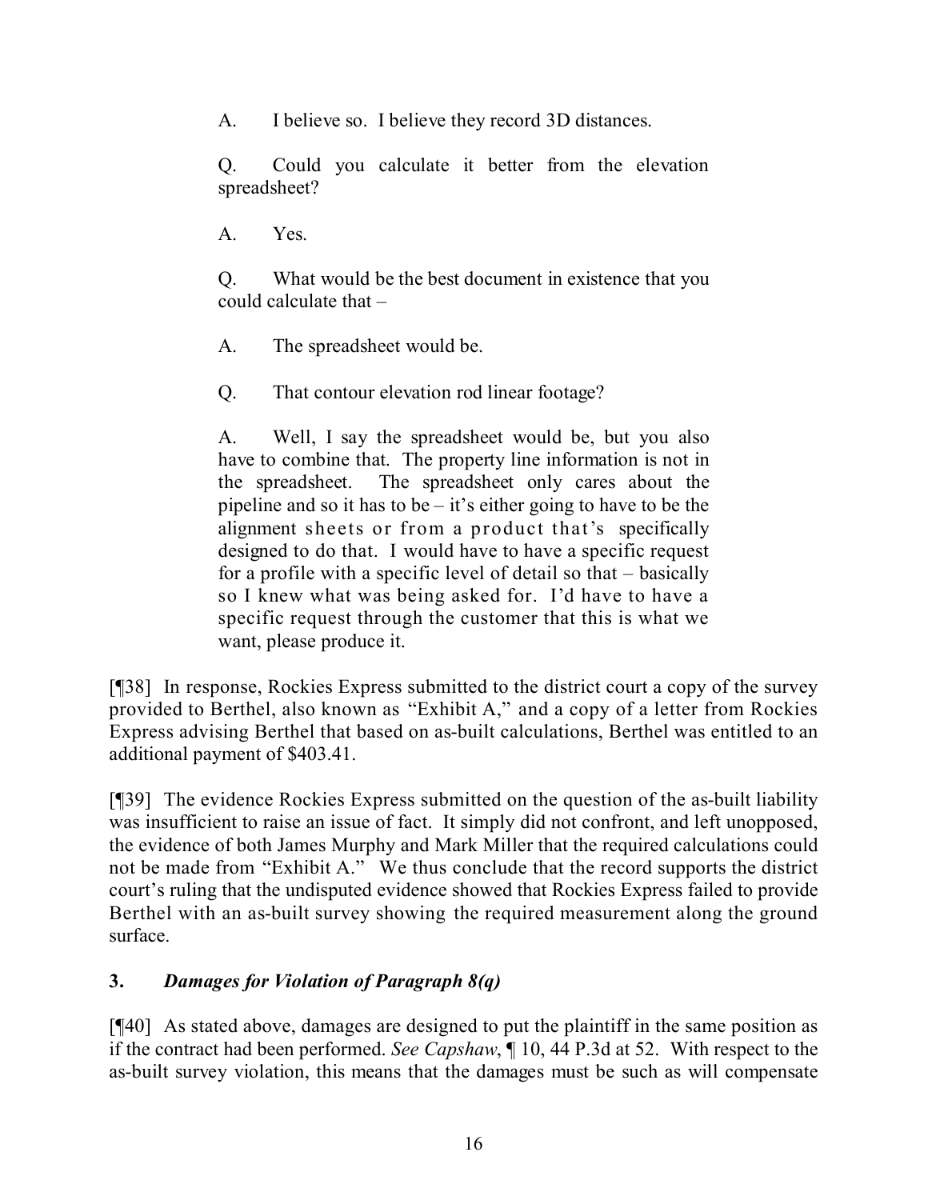> A. I believe so. I believe they record 3D distances.
>
> Q. Could you calculate it better from the elevation spreadsheet?
>
> A. Yes.
>
> Q. What would be the best document in existence that you could calculate that –
>
> A. The spreadsheet would be.
>
> Q. That contour elevation rod linear footage?
>
> A. Well, I say the spreadsheet would be, but you also have to combine that. The property line information is not in the spreadsheet. The spreadsheet only cares about the pipeline and so it has to be – it's either going to have to be the alignment sheets or from a product that's specifically designed to do that. I would have to have a specific request for a profile with a specific level of detail so that – basically so I knew what was being asked for. I'd have to have a specific request through the customer that this is what we want, please produce it.

[¶38] In response, Rockies Express submitted to the district court a copy of the survey provided to Berthel, also known as "Exhibit A," and a copy of a letter from Rockies Express advising Berthel that based on as-built calculations, Berthel was entitled to an additional payment of $403.41.

[¶39] The evidence Rockies Express submitted on the question of the as-built liability was insufficient to raise an issue of fact. It simply did not confront, and left unopposed, the evidence of both James Murphy and Mark Miller that the required calculations could not be made from "Exhibit A." We thus conclude that the record supports the district court's ruling that the undisputed evidence showed that Rockies Express failed to provide Berthel with an as-built survey showing the required measurement along the ground surface.

### 3. *Damages for Violation of Paragraph 8(q)*

[¶40] As stated above, damages are designed to put the plaintiff in the same position as if the contract had been performed. *See Capshaw*, ¶ 10, 44 P.3d at 52. With respect to the as-built survey violation, this means that the damages must be such as will compensate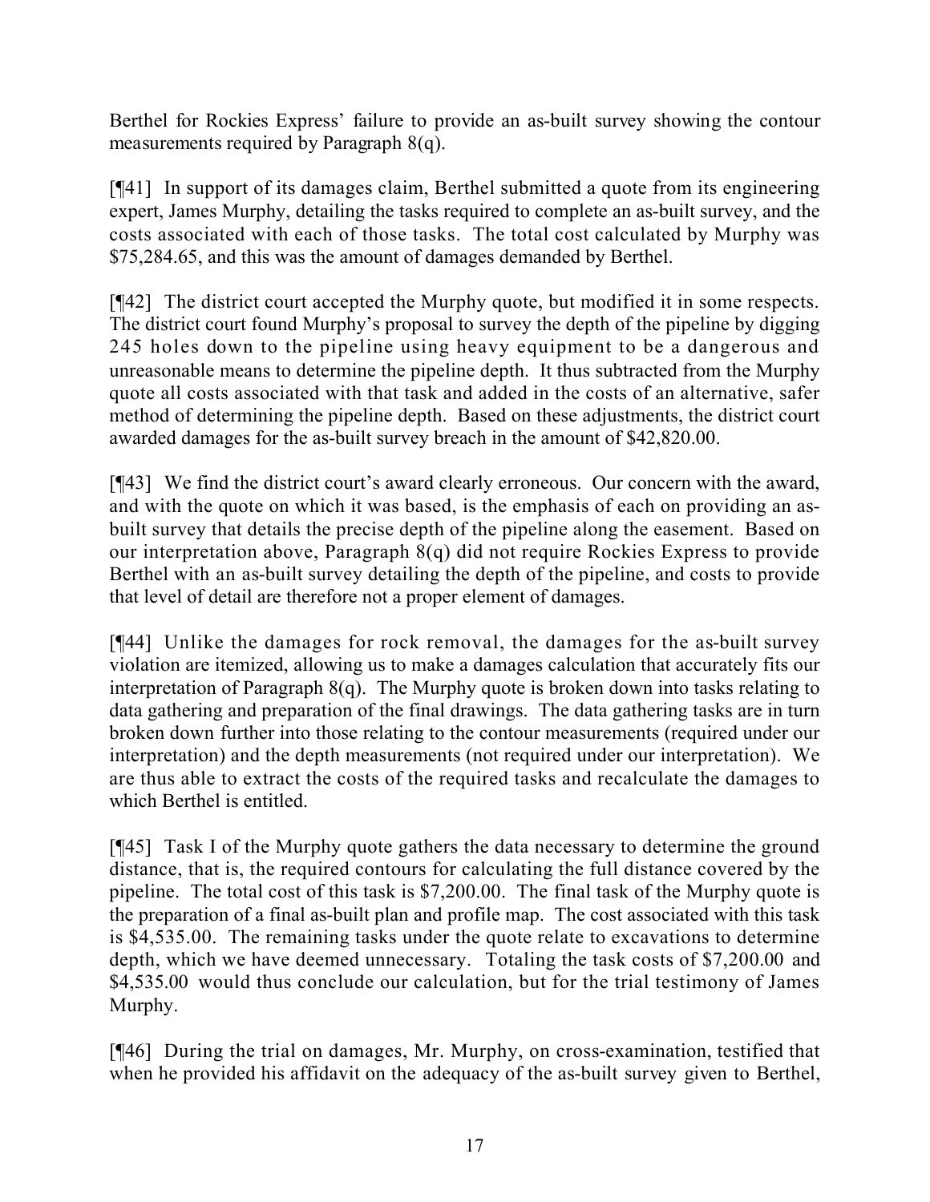Berthel for Rockies Express' failure to provide an as-built survey showing the contour measurements required by Paragraph 8(q).

[¶41] In support of its damages claim, Berthel submitted a quote from its engineering expert, James Murphy, detailing the tasks required to complete an as-built survey, and the costs associated with each of those tasks. The total cost calculated by Murphy was $75,284.65, and this was the amount of damages demanded by Berthel.

[¶42] The district court accepted the Murphy quote, but modified it in some respects. The district court found Murphy's proposal to survey the depth of the pipeline by digging 245 holes down to the pipeline using heavy equipment to be a dangerous and unreasonable means to determine the pipeline depth. It thus subtracted from the Murphy quote all costs associated with that task and added in the costs of an alternative, safer method of determining the pipeline depth. Based on these adjustments, the district court awarded damages for the as-built survey breach in the amount of $42,820.00.

[¶43] We find the district court's award clearly erroneous. Our concern with the award, and with the quote on which it was based, is the emphasis of each on providing an as-built survey that details the precise depth of the pipeline along the easement. Based on our interpretation above, Paragraph 8(q) did not require Rockies Express to provide Berthel with an as-built survey detailing the depth of the pipeline, and costs to provide that level of detail are therefore not a proper element of damages.

[¶44] Unlike the damages for rock removal, the damages for the as-built survey violation are itemized, allowing us to make a damages calculation that accurately fits our interpretation of Paragraph 8(q). The Murphy quote is broken down into tasks relating to data gathering and preparation of the final drawings. The data gathering tasks are in turn broken down further into those relating to the contour measurements (required under our interpretation) and the depth measurements (not required under our interpretation). We are thus able to extract the costs of the required tasks and recalculate the damages to which Berthel is entitled.

[¶45] Task I of the Murphy quote gathers the data necessary to determine the ground distance, that is, the required contours for calculating the full distance covered by the pipeline. The total cost of this task is $7,200.00. The final task of the Murphy quote is the preparation of a final as-built plan and profile map. The cost associated with this task is $4,535.00. The remaining tasks under the quote relate to excavations to determine depth, which we have deemed unnecessary. Totaling the task costs of $7,200.00 and $4,535.00 would thus conclude our calculation, but for the trial testimony of James Murphy.

[¶46] During the trial on damages, Mr. Murphy, on cross-examination, testified that when he provided his affidavit on the adequacy of the as-built survey given to Berthel,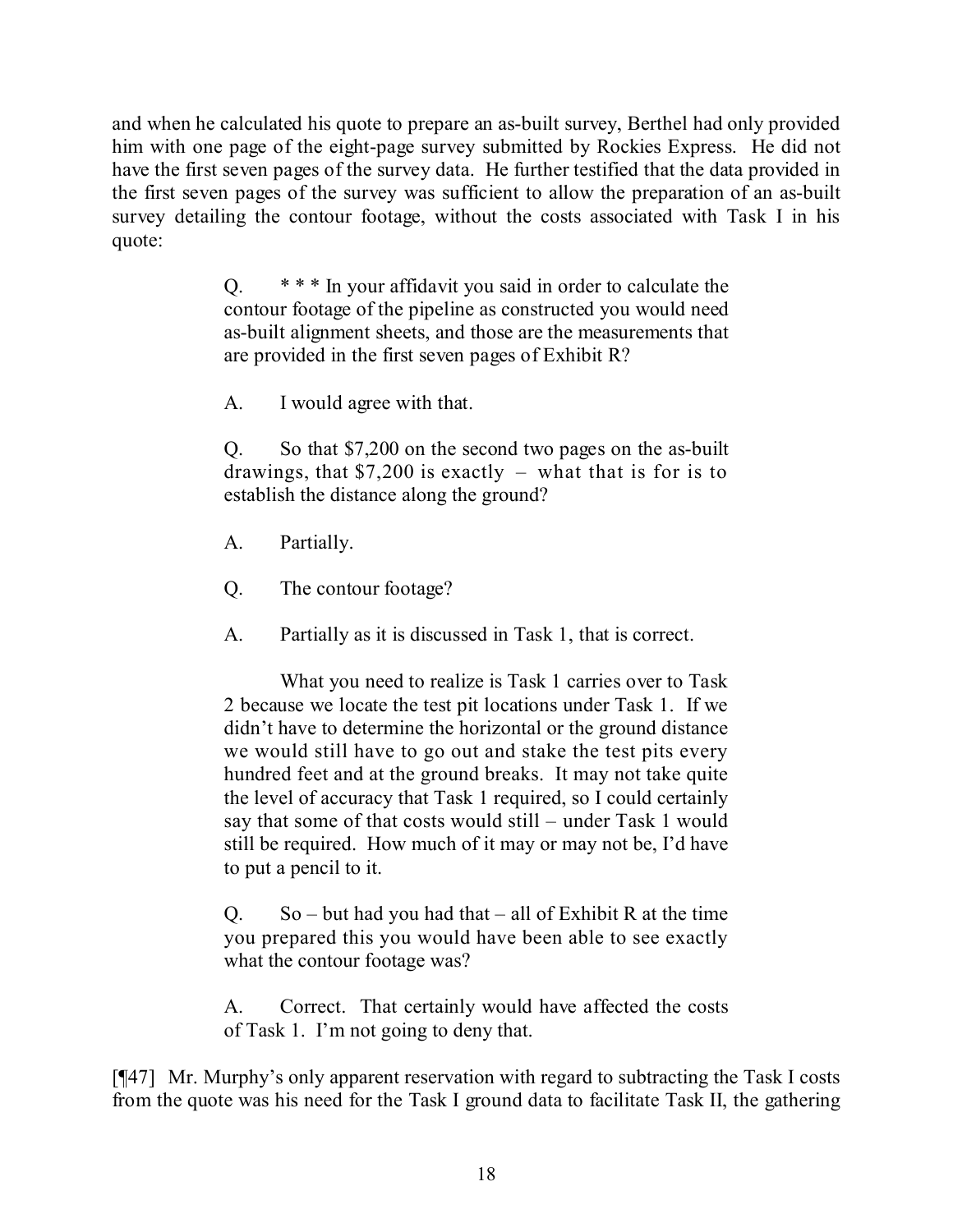and when he calculated his quote to prepare an as-built survey, Berthel had only provided him with one page of the eight-page survey submitted by Rockies Express. He did not have the first seven pages of the survey data. He further testified that the data provided in the first seven pages of the survey was sufficient to allow the preparation of an as-built survey detailing the contour footage, without the costs associated with Task I in his quote:

> Q. * * * In your affidavit you said in order to calculate the contour footage of the pipeline as constructed you would need as-built alignment sheets, and those are the measurements that are provided in the first seven pages of Exhibit R?
>
> A. I would agree with that.
>
> Q. So that $7,200 on the second two pages on the as-built drawings, that $7,200 is exactly – what that is for is to establish the distance along the ground?
>
> A. Partially.
>
> Q. The contour footage?
>
> A. Partially as it is discussed in Task 1, that is correct.
>
> What you need to realize is Task 1 carries over to Task 2 because we locate the test pit locations under Task 1. If we didn't have to determine the horizontal or the ground distance we would still have to go out and stake the test pits every hundred feet and at the ground breaks. It may not take quite the level of accuracy that Task 1 required, so I could certainly say that some of that costs would still – under Task 1 would still be required. How much of it may or may not be, I'd have to put a pencil to it.
>
> Q. So – but had you had that – all of Exhibit R at the time you prepared this you would have been able to see exactly what the contour footage was?
>
> A. Correct. That certainly would have affected the costs of Task 1. I'm not going to deny that.

[¶47] Mr. Murphy's only apparent reservation with regard to subtracting the Task I costs from the quote was his need for the Task I ground data to facilitate Task II, the gathering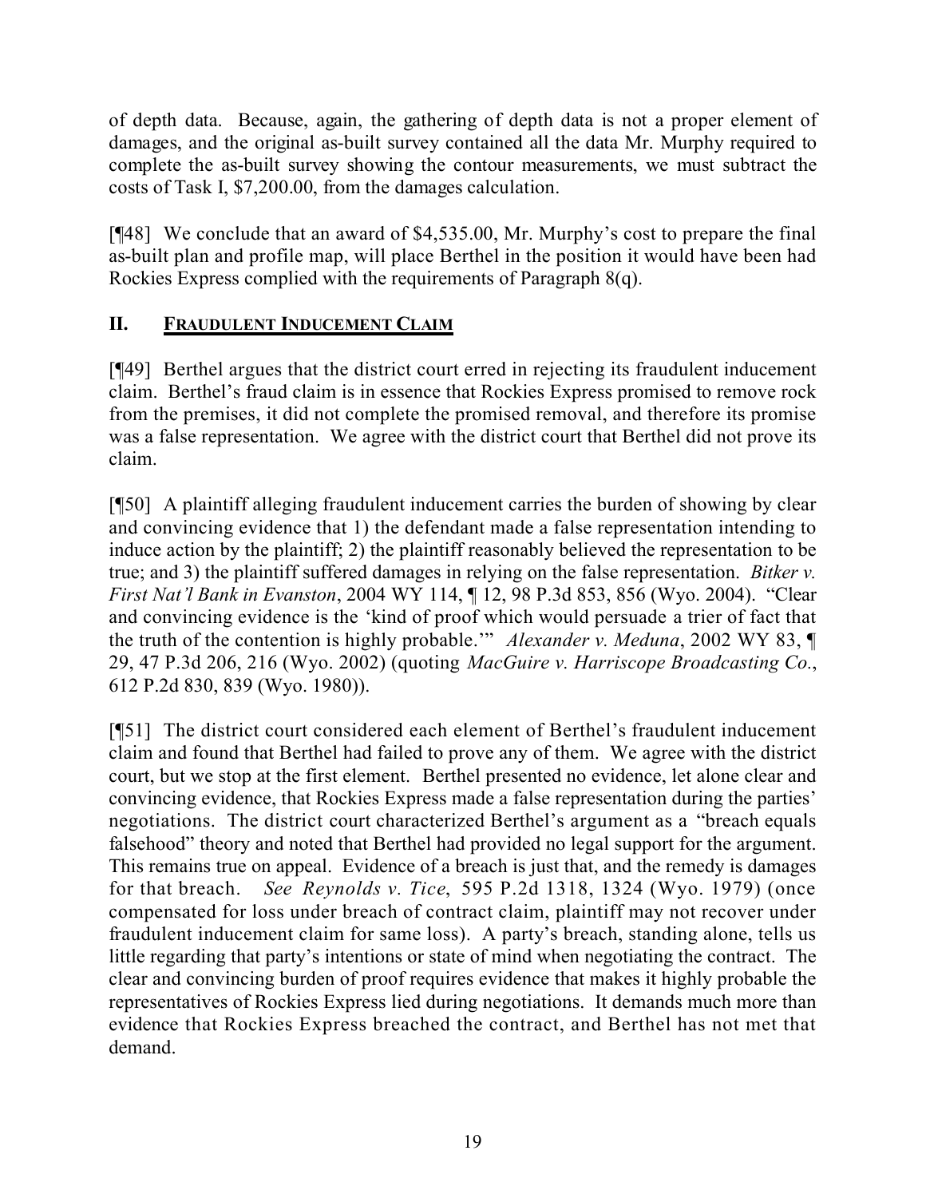of depth data. Because, again, the gathering of depth data is not a proper element of damages, and the original as-built survey contained all the data Mr. Murphy required to complete the as-built survey showing the contour measurements, we must subtract the costs of Task I, $7,200.00, from the damages calculation.

[¶48] We conclude that an award of $4,535.00, Mr. Murphy's cost to prepare the final as-built plan and profile map, will place Berthel in the position it would have been had Rockies Express complied with the requirements of Paragraph 8(q).

## II. FRAUDULENT INDUCEMENT CLAIM

[¶49] Berthel argues that the district court erred in rejecting its fraudulent inducement claim. Berthel's fraud claim is in essence that Rockies Express promised to remove rock from the premises, it did not complete the promised removal, and therefore its promise was a false representation. We agree with the district court that Berthel did not prove its claim.

[¶50] A plaintiff alleging fraudulent inducement carries the burden of showing by clear and convincing evidence that 1) the defendant made a false representation intending to induce action by the plaintiff; 2) the plaintiff reasonably believed the representation to be true; and 3) the plaintiff suffered damages in relying on the false representation. *Bitker v. First Nat'l Bank in Evanston*, 2004 WY 114, ¶ 12, 98 P.3d 853, 856 (Wyo. 2004). "Clear and convincing evidence is the 'kind of proof which would persuade a trier of fact that the truth of the contention is highly probable.'" *Alexander v. Meduna*, 2002 WY 83, ¶ 29, 47 P.3d 206, 216 (Wyo. 2002) (quoting *MacGuire v. Harriscope Broadcasting Co.*, 612 P.2d 830, 839 (Wyo. 1980)).

[¶51] The district court considered each element of Berthel's fraudulent inducement claim and found that Berthel had failed to prove any of them. We agree with the district court, but we stop at the first element. Berthel presented no evidence, let alone clear and convincing evidence, that Rockies Express made a false representation during the parties' negotiations. The district court characterized Berthel's argument as a "breach equals falsehood" theory and noted that Berthel had provided no legal support for the argument. This remains true on appeal. Evidence of a breach is just that, and the remedy is damages for that breach. *See Reynolds v. Tice*, 595 P.2d 1318, 1324 (Wyo. 1979) (once compensated for loss under breach of contract claim, plaintiff may not recover under fraudulent inducement claim for same loss). A party's breach, standing alone, tells us little regarding that party's intentions or state of mind when negotiating the contract. The clear and convincing burden of proof requires evidence that makes it highly probable the representatives of Rockies Express lied during negotiations. It demands much more than evidence that Rockies Express breached the contract, and Berthel has not met that demand.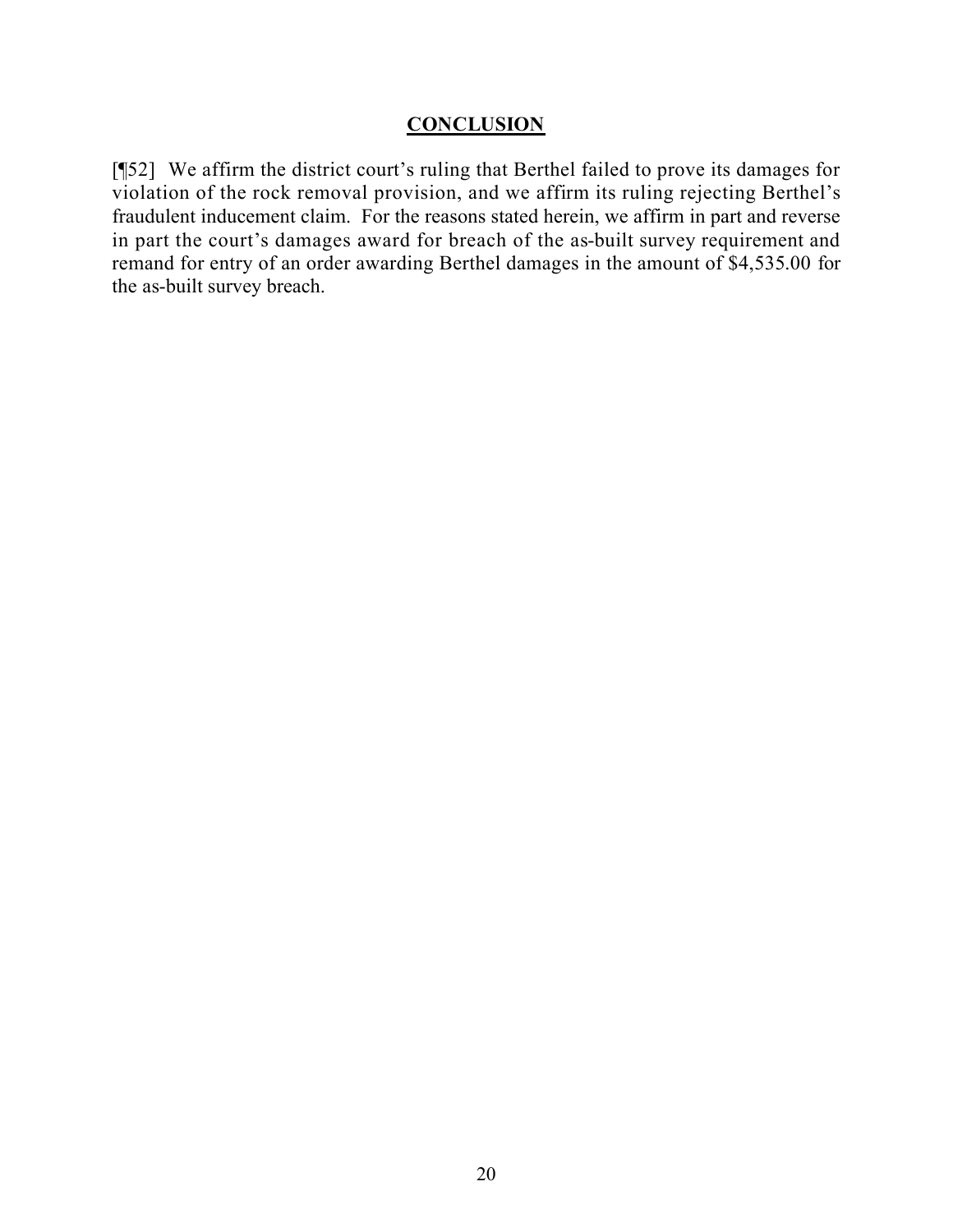## CONCLUSION

[¶52] We affirm the district court's ruling that Berthel failed to prove its damages for violation of the rock removal provision, and we affirm its ruling rejecting Berthel's fraudulent inducement claim. For the reasons stated herein, we affirm in part and reverse in part the court's damages award for breach of the as-built survey requirement and remand for entry of an order awarding Berthel damages in the amount of $4,535.00 for the as-built survey breach.